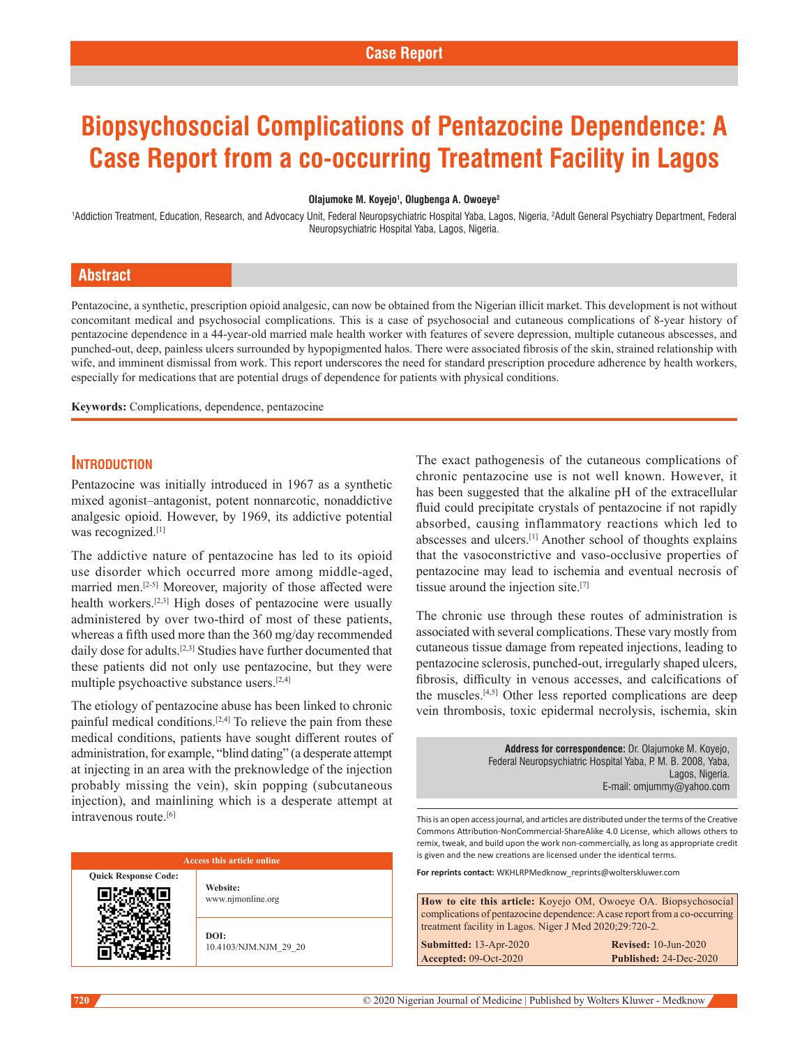Case Report

# Biopsychosocial Complications of Pentazocine Dependence: A Case Report from a co-occurring Treatment Facility in Lagos

**Olajumoke M. Koyejo[1], Olugbenga A. Owoeye[2]**

[1]Addiction Treatment, Education, Research, and Advocacy Unit, Federal Neuropsychiatric Hospital Yaba, Lagos, Nigeria, [2]Adult General Psychiatry Department, Federal Neuropsychiatric Hospital Yaba, Lagos, Nigeria.

## Abstract

Pentazocine, a synthetic, prescription opioid analgesic, can now be obtained from the Nigerian illicit market. This development is not without concomitant medical and psychosocial complications. This is a case of psychosocial and cutaneous complications of 8-year history of pentazocine dependence in a 44-year-old married male health worker with features of severe depression, multiple cutaneous abscesses, and punched-out, deep, painless ulcers surrounded by hypopigmented halos. There were associated fibrosis of the skin, strained relationship with wife, and imminent dismissal from work. This report underscores the need for standard prescription procedure adherence by health workers, especially for medications that are potential drugs of dependence for patients with physical conditions.

**Keywords:** Complications, dependence, pentazocine

## Introduction

Pentazocine was initially introduced in 1967 as a synthetic mixed agonist–antagonist, potent nonnarcotic, nonaddictive analgesic opioid. However, by 1969, its addictive potential was recognized.[1]

The addictive nature of pentazocine has led to its opioid use disorder which occurred more among middle-aged, married men.[2-5] Moreover, majority of those affected were health workers.[2,3] High doses of pentazocine were usually administered by over two-third of most of these patients, whereas a fifth used more than the 360 mg/day recommended daily dose for adults.[2,3] Studies have further documented that these patients did not only use pentazocine, but they were multiple psychoactive substance users.[2,4]

The etiology of pentazocine abuse has been linked to chronic painful medical conditions.[2,4] To relieve the pain from these medical conditions, patients have sought different routes of administration, for example, "blind dating" (a desperate attempt at injecting in an area with the preknowledge of the injection probably missing the vein), skin popping (subcutaneous injection), and mainlining which is a desperate attempt at intravenous route.[6]

The exact pathogenesis of the cutaneous complications of chronic pentazocine use is not well known. However, it has been suggested that the alkaline pH of the extracellular fluid could precipitate crystals of pentazocine if not rapidly absorbed, causing inflammatory reactions which led to abscesses and ulcers.[1] Another school of thoughts explains that the vasoconstrictive and vaso-occlusive properties of pentazocine may lead to ischemia and eventual necrosis of tissue around the injection site.[7]

The chronic use through these routes of administration is associated with several complications. These vary mostly from cutaneous tissue damage from repeated injections, leading to pentazocine sclerosis, punched-out, irregularly shaped ulcers, fibrosis, difficulty in venous accesses, and calcifications of the muscles.[4,5] Other less reported complications are deep vein thrombosis, toxic epidermal necrolysis, ischemia, skin

**Address for correspondence:** Dr. Olajumoke M. Koyejo, Federal Neuropsychiatric Hospital Yaba, P. M. B. 2008, Yaba, Lagos, Nigeria. E-mail: omjummy@yahoo.com

| Access this article online | |
|---|---|
| Quick Response Code: | **Website:** www.njmonline.org |
| | **DOI:** 10.4103/NJM.NJM_29_20 |

This is an open access journal, and articles are distributed under the terms of the Creative Commons Attribution-NonCommercial-ShareAlike 4.0 License, which allows others to remix, tweak, and build upon the work non-commercially, as long as appropriate credit is given and the new creations are licensed under the identical terms.

**For reprints contact:** WKHLRPMedknow_reprints@wolterskluwer.com

**How to cite this article:** Koyejo OM, Owoeye OA. Biopsychosocial complications of pentazocine dependence: A case report from a co-occurring treatment facility in Lagos. Niger J Med 2020;29:720-2.

**Submitted:** 13-Apr-2020 **Revised:** 10-Jun-2020
**Accepted:** 09-Oct-2020 **Published:** 24-Dec-2020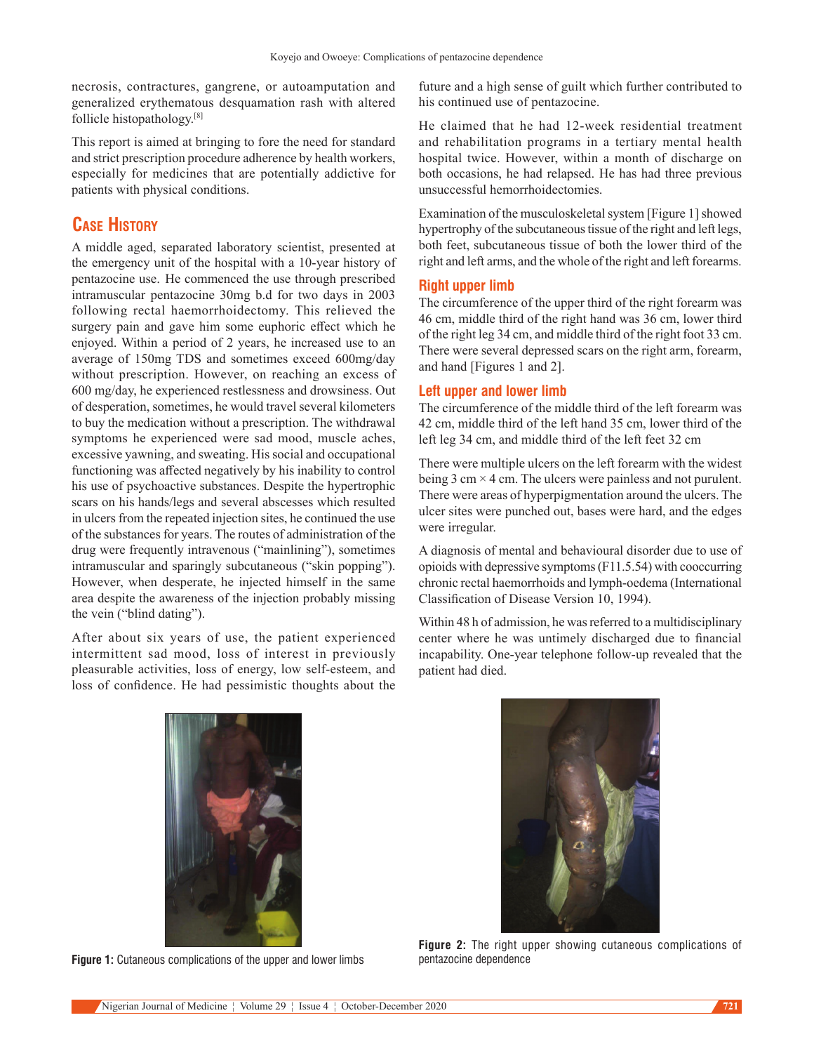necrosis, contractures, gangrene, or autoamputation and generalized erythematous desquamation rash with altered follicle histopathology.[8]

This report is aimed at bringing to fore the need for standard and strict prescription procedure adherence by health workers, especially for medicines that are potentially addictive for patients with physical conditions.

## Case History

A middle aged, separated laboratory scientist, presented at the emergency unit of the hospital with a 10-year history of pentazocine use. He commenced the use through prescribed intramuscular pentazocine 30mg b.d for two days in 2003 following rectal haemorrhoidectomy. This relieved the surgery pain and gave him some euphoric effect which he enjoyed. Within a period of 2 years, he increased use to an average of 150mg TDS and sometimes exceed 600mg/day without prescription. However, on reaching an excess of 600 mg/day, he experienced restlessness and drowsiness. Out of desperation, sometimes, he would travel several kilometers to buy the medication without a prescription. The withdrawal symptoms he experienced were sad mood, muscle aches, excessive yawning, and sweating. His social and occupational functioning was affected negatively by his inability to control his use of psychoactive substances. Despite the hypertrophic scars on his hands/legs and several abscesses which resulted in ulcers from the repeated injection sites, he continued the use of the substances for years. The routes of administration of the drug were frequently intravenous ("mainlining"), sometimes intramuscular and sparingly subcutaneous ("skin popping"). However, when desperate, he injected himself in the same area despite the awareness of the injection probably missing the vein ("blind dating").

After about six years of use, the patient experienced intermittent sad mood, loss of interest in previously pleasurable activities, loss of energy, low self-esteem, and loss of confidence. He had pessimistic thoughts about the future and a high sense of guilt which further contributed to his continued use of pentazocine.

He claimed that he had 12-week residential treatment and rehabilitation programs in a tertiary mental health hospital twice. However, within a month of discharge on both occasions, he had relapsed. He has had three previous unsuccessful hemorrhoidectomies.

Examination of the musculoskeletal system [Figure 1] showed hypertrophy of the subcutaneous tissue of the right and left legs, both feet, subcutaneous tissue of both the lower third of the right and left arms, and the whole of the right and left forearms.

### Right upper limb

The circumference of the upper third of the right forearm was 46 cm, middle third of the right hand was 36 cm, lower third of the right leg 34 cm, and middle third of the right foot 33 cm. There were several depressed scars on the right arm, forearm, and hand [Figures 1 and 2].

### Left upper and lower limb

The circumference of the middle third of the left forearm was 42 cm, middle third of the left hand 35 cm, lower third of the left leg 34 cm, and middle third of the left feet 32 cm

There were multiple ulcers on the left forearm with the widest being 3 cm × 4 cm. The ulcers were painless and not purulent. There were areas of hyperpigmentation around the ulcers. The ulcer sites were punched out, bases were hard, and the edges were irregular.

A diagnosis of mental and behavioural disorder due to use of opioids with depressive symptoms (F11.5.54) with cooccurring chronic rectal haemorrhoids and lymph-oedema (International Classification of Disease Version 10, 1994).

Within 48 h of admission, he was referred to a multidisciplinary center where he was untimely discharged due to financial incapability. One-year telephone follow-up revealed that the patient had died.

**Figure 1:** Cutaneous complications of the upper and lower limbs

**Figure 2:** The right upper showing cutaneous complications of pentazocine dependence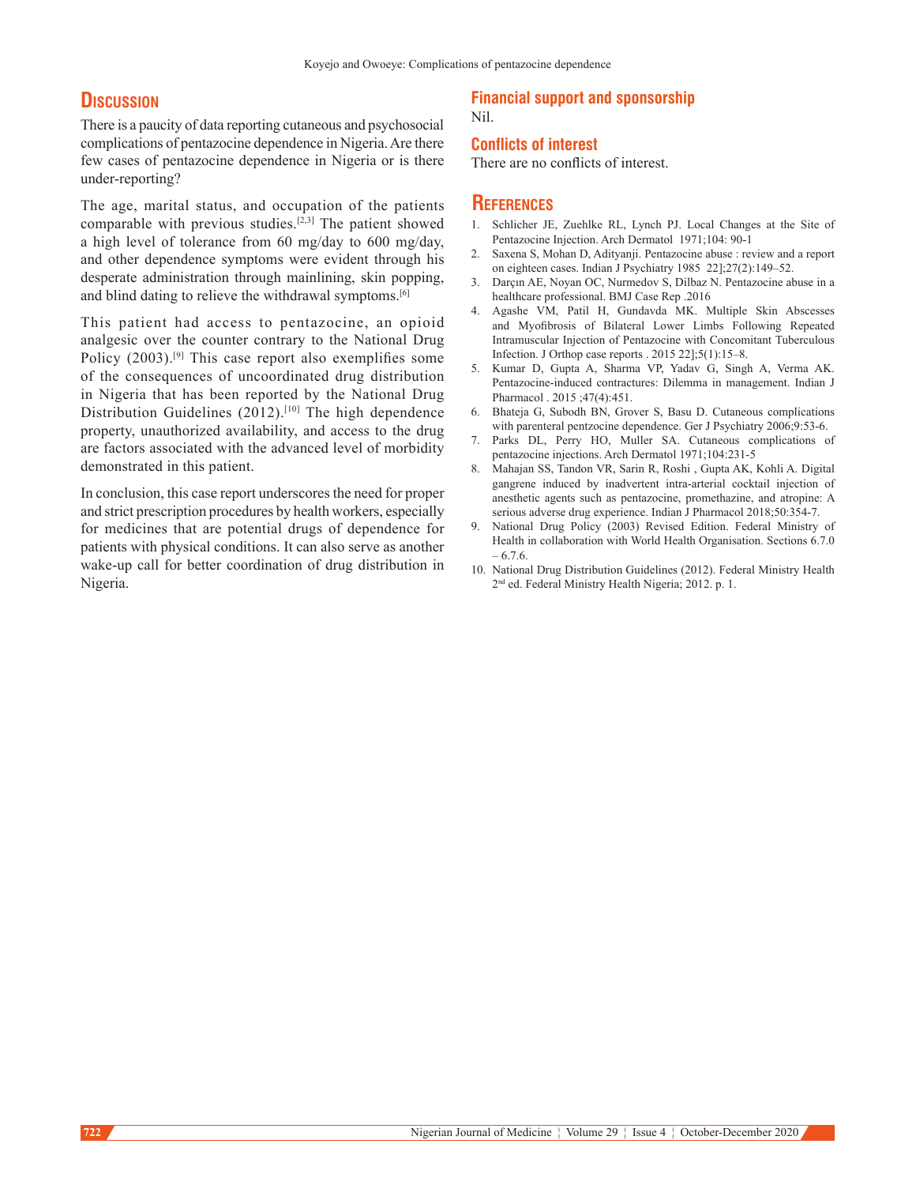## Discussion

There is a paucity of data reporting cutaneous and psychosocial complications of pentazocine dependence in Nigeria. Are there few cases of pentazocine dependence in Nigeria or is there under-reporting?

The age, marital status, and occupation of the patients comparable with previous studies.[2,3] The patient showed a high level of tolerance from 60 mg/day to 600 mg/day, and other dependence symptoms were evident through his desperate administration through mainlining, skin popping, and blind dating to relieve the withdrawal symptoms.[6]

This patient had access to pentazocine, an opioid analgesic over the counter contrary to the National Drug Policy (2003).[9] This case report also exemplifies some of the consequences of uncoordinated drug distribution in Nigeria that has been reported by the National Drug Distribution Guidelines (2012).[10] The high dependence property, unauthorized availability, and access to the drug are factors associated with the advanced level of morbidity demonstrated in this patient.

In conclusion, this case report underscores the need for proper and strict prescription procedures by health workers, especially for medicines that are potential drugs of dependence for patients with physical conditions. It can also serve as another wake-up call for better coordination of drug distribution in Nigeria.

### Financial support and sponsorship

Nil.

### Conflicts of interest

There are no conflicts of interest.

## References

1. Schlicher JE, Zuehlke RL, Lynch PJ. Local Changes at the Site of Pentazocine Injection. Arch Dermatol 1971;104: 90-1
2. Saxena S, Mohan D, Adityanji. Pentazocine abuse : review and a report on eighteen cases. Indian J Psychiatry 1985 22];27(2):149–52.
3. Darçın AE, Noyan OC, Nurmedov S, Dilbaz N. Pentazocine abuse in a healthcare professional. BMJ Case Rep .2016
4. Agashe VM, Patil H, Gundavda MK. Multiple Skin Abscesses and Myofibrosis of Bilateral Lower Limbs Following Repeated Intramuscular Injection of Pentazocine with Concomitant Tuberculous Infection. J Orthop case reports . 2015 22];5(1):15–8.
5. Kumar D, Gupta A, Sharma VP, Yadav G, Singh A, Verma AK. Pentazocine-induced contractures: Dilemma in management. Indian J Pharmacol . 2015 ;47(4):451.
6. Bhateja G, Subodh BN, Grover S, Basu D. Cutaneous complications with parenteral pentzocine dependence. Ger J Psychiatry 2006;9:53-6.
7. Parks DL, Perry HO, Muller SA. Cutaneous complications of pentazocine injections. Arch Dermatol 1971;104:231-5
8. Mahajan SS, Tandon VR, Sarin R, Roshi , Gupta AK, Kohli A. Digital gangrene induced by inadvertent intra-arterial cocktail injection of anesthetic agents such as pentazocine, promethazine, and atropine: A serious adverse drug experience. Indian J Pharmacol 2018;50:354-7.
9. National Drug Policy (2003) Revised Edition. Federal Ministry of Health in collaboration with World Health Organisation. Sections 6.7.0 – 6.7.6.
10. National Drug Distribution Guidelines (2012). Federal Ministry Health 2nd ed. Federal Ministry Health Nigeria; 2012. p. 1.